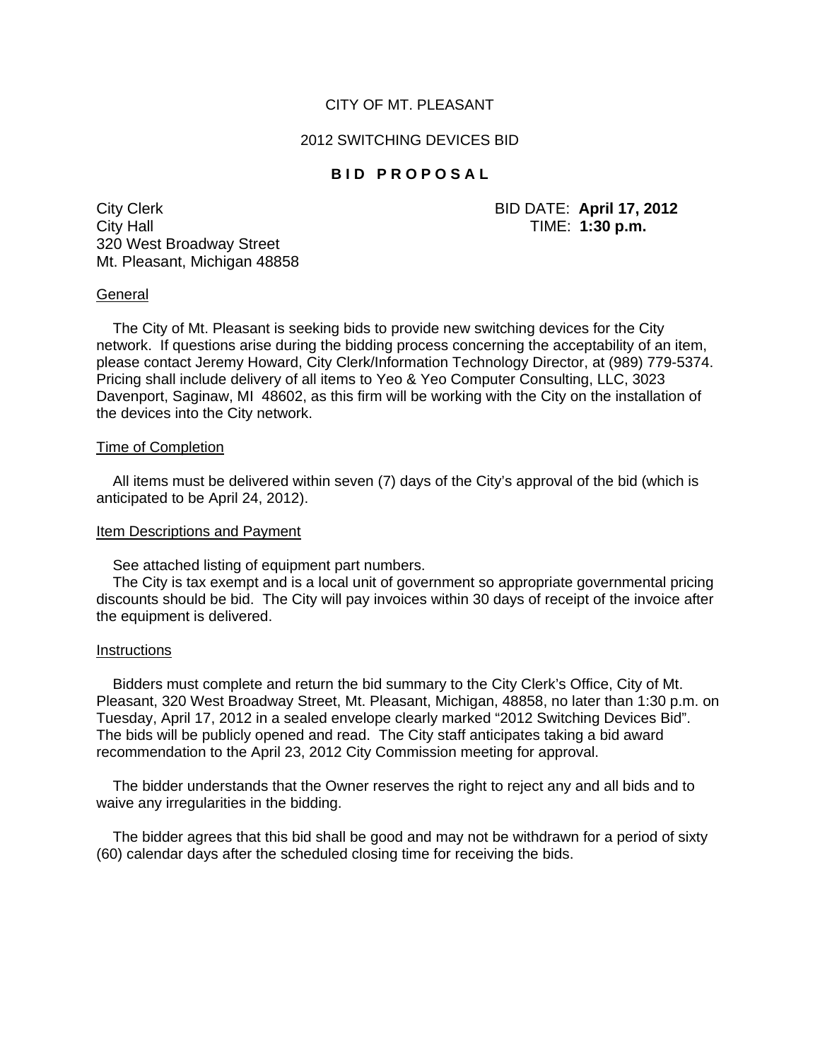CITY OF MT. PLEASANT

2012 SWITCHING DEVICES BID

**B I D  P R O P O S A L**

City Clerk
City Hall
320 West Broadway Street
Mt. Pleasant, Michigan 48858

BID DATE: **April 17, 2012**
TIME: **1:30 p.m.**

General

The City of Mt. Pleasant is seeking bids to provide new switching devices for the City network. If questions arise during the bidding process concerning the acceptability of an item, please contact Jeremy Howard, City Clerk/Information Technology Director, at (989) 779-5374. Pricing shall include delivery of all items to Yeo & Yeo Computer Consulting, LLC, 3023 Davenport, Saginaw, MI 48602, as this firm will be working with the City on the installation of the devices into the City network.

Time of Completion

All items must be delivered within seven (7) days of the City's approval of the bid (which is anticipated to be April 24, 2012).

Item Descriptions and Payment

See attached listing of equipment part numbers.

The City is tax exempt and is a local unit of government so appropriate governmental pricing discounts should be bid. The City will pay invoices within 30 days of receipt of the invoice after the equipment is delivered.

Instructions

Bidders must complete and return the bid summary to the City Clerk's Office, City of Mt. Pleasant, 320 West Broadway Street, Mt. Pleasant, Michigan, 48858, no later than 1:30 p.m. on Tuesday, April 17, 2012 in a sealed envelope clearly marked "2012 Switching Devices Bid". The bids will be publicly opened and read. The City staff anticipates taking a bid award recommendation to the April 23, 2012 City Commission meeting for approval.

The bidder understands that the Owner reserves the right to reject any and all bids and to waive any irregularities in the bidding.

The bidder agrees that this bid shall be good and may not be withdrawn for a period of sixty (60) calendar days after the scheduled closing time for receiving the bids.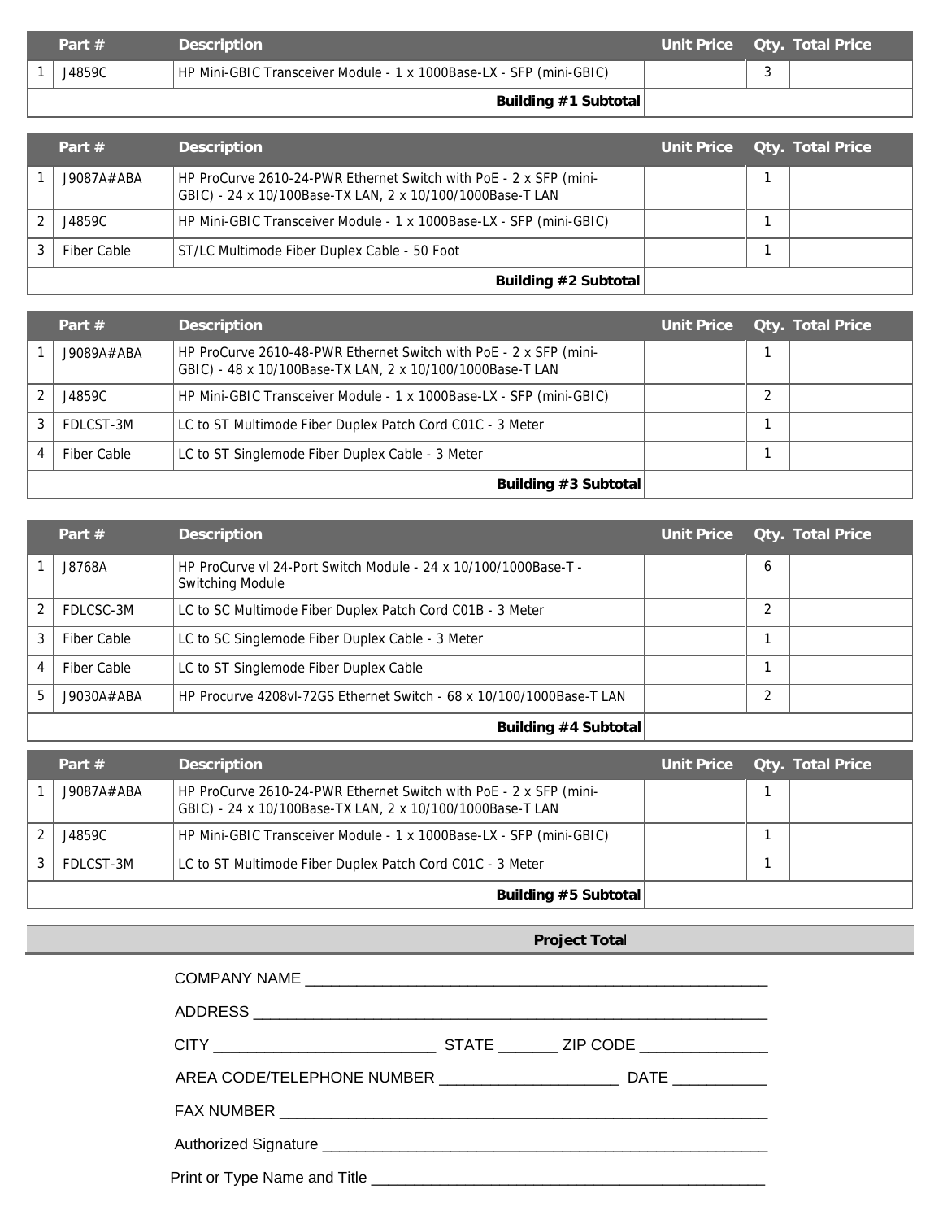| | Part # | Description | Unit Price | Qty. | Total Price |
|---|---|---|---|---|---|
| 1 | J4859C | HP Mini-GBIC Transceiver Module - 1 x 1000Base-LX - SFP (mini-GBIC) | | 3 | |
| | | **Building #1 Subtotal** | | | |

| | Part # | Description | Unit Price | Qty. | Total Price |
|---|---|---|---|---|---|
| 1 | J9087A#ABA | HP ProCurve 2610-24-PWR Ethernet Switch with PoE - 2 x SFP (mini-GBIC) - 24 x 10/100Base-TX LAN, 2 x 10/100/1000Base-T LAN | | 1 | |
| 2 | J4859C | HP Mini-GBIC Transceiver Module - 1 x 1000Base-LX - SFP (mini-GBIC) | | 1 | |
| 3 | Fiber Cable | ST/LC Multimode Fiber Duplex Cable - 50 Foot | | 1 | |
| | | **Building #2 Subtotal** | | | |

| | Part # | Description | Unit Price | Qty. | Total Price |
|---|---|---|---|---|---|
| 1 | J9089A#ABA | HP ProCurve 2610-48-PWR Ethernet Switch with PoE - 2 x SFP (mini-GBIC) - 48 x 10/100Base-TX LAN, 2 x 10/100/1000Base-T LAN | | 1 | |
| 2 | J4859C | HP Mini-GBIC Transceiver Module - 1 x 1000Base-LX - SFP (mini-GBIC) | | 2 | |
| 3 | FDLCST-3M | LC to ST Multimode Fiber Duplex Patch Cord C01C - 3 Meter | | 1 | |
| 4 | Fiber Cable | LC to ST Singlemode Fiber Duplex Cable - 3 Meter | | 1 | |
| | | **Building #3 Subtotal** | | | |

| | Part # | Description | Unit Price | Qty. | Total Price |
|---|---|---|---|---|---|
| 1 | J8768A | HP ProCurve vl 24-Port Switch Module - 24 x 10/100/1000Base-T - Switching Module | | 6 | |
| 2 | FDLCSC-3M | LC to SC Multimode Fiber Duplex Patch Cord C01B - 3 Meter | | 2 | |
| 3 | Fiber Cable | LC to SC Singlemode Fiber Duplex Cable - 3 Meter | | 1 | |
| 4 | Fiber Cable | LC to ST Singlemode Fiber Duplex Cable | | 1 | |
| 5 | J9030A#ABA | HP Procurve 4208vl-72GS Ethernet Switch - 68 x 10/100/1000Base-T LAN | | 2 | |
| | | **Building #4 Subtotal** | | | |

| | Part # | Description | Unit Price | Qty. | Total Price |
|---|---|---|---|---|---|
| 1 | J9087A#ABA | HP ProCurve 2610-24-PWR Ethernet Switch with PoE - 2 x SFP (mini-GBIC) - 24 x 10/100Base-TX LAN, 2 x 10/100/1000Base-T LAN | | 1 | |
| 2 | J4859C | HP Mini-GBIC Transceiver Module - 1 x 1000Base-LX - SFP (mini-GBIC) | | 1 | |
| 3 | FDLCST-3M | LC to ST Multimode Fiber Duplex Patch Cord C01C - 3 Meter | | 1 | |
| | | **Building #5 Subtotal** | | | |

**Project Total**

COMPANY NAME ____________________________________________________

ADDRESS ________________________________________________________

CITY ___________________________ STATE _______ ZIP CODE _______________

AREA CODE/TELEPHONE NUMBER ______________________ DATE ___________

FAX NUMBER _____________________________________________________

Authorized Signature _______________________________________________

Print or Type Name and Title _________________________________________